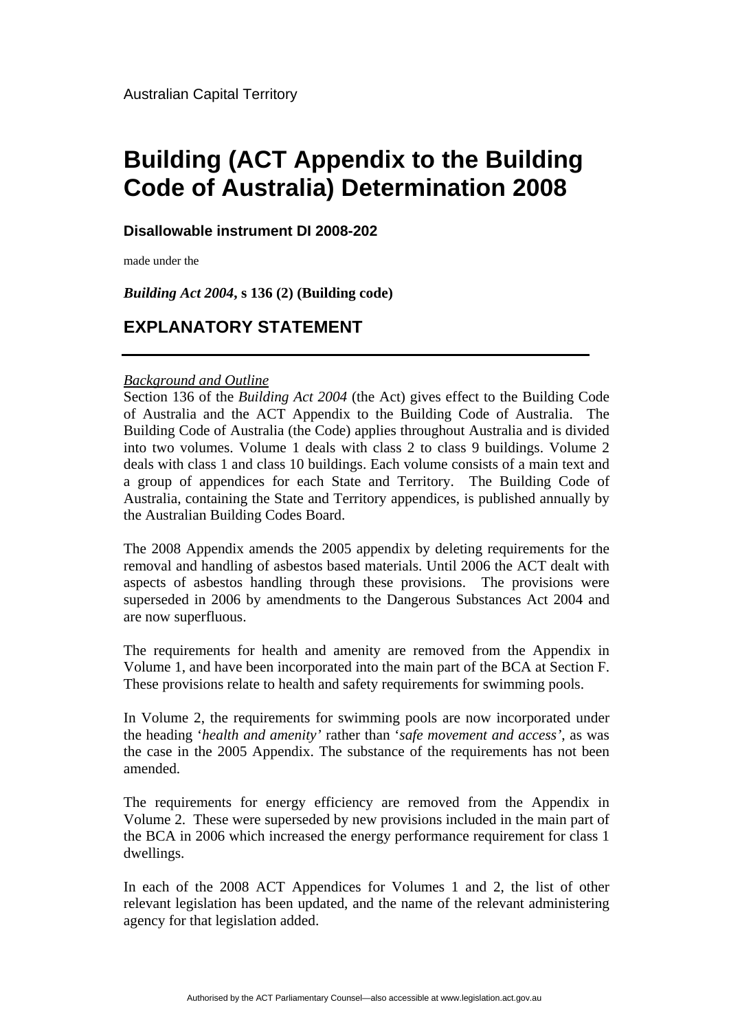Australian Capital Territory

# Building (ACT Appendix to the Building Code of Australia) Determination 2008

**Disallowable instrument DI 2008-202**

made under the

***Building Act 2004*, s 136 (2) (Building code)**

## EXPLANATORY STATEMENT

---

*Background and Outline*

Section 136 of the *Building Act 2004* (the Act) gives effect to the Building Code of Australia and the ACT Appendix to the Building Code of Australia. The Building Code of Australia (the Code) applies throughout Australia and is divided into two volumes. Volume 1 deals with class 2 to class 9 buildings. Volume 2 deals with class 1 and class 10 buildings. Each volume consists of a main text and a group of appendices for each State and Territory. The Building Code of Australia, containing the State and Territory appendices, is published annually by the Australian Building Codes Board.

The 2008 Appendix amends the 2005 appendix by deleting requirements for the removal and handling of asbestos based materials. Until 2006 the ACT dealt with aspects of asbestos handling through these provisions. The provisions were superseded in 2006 by amendments to the Dangerous Substances Act 2004 and are now superfluous.

The requirements for health and amenity are removed from the Appendix in Volume 1, and have been incorporated into the main part of the BCA at Section F. These provisions relate to health and safety requirements for swimming pools.

In Volume 2, the requirements for swimming pools are now incorporated under the heading '*health and amenity'* rather than '*safe movement and access'*, as was the case in the 2005 Appendix. The substance of the requirements has not been amended.

The requirements for energy efficiency are removed from the Appendix in Volume 2. These were superseded by new provisions included in the main part of the BCA in 2006 which increased the energy performance requirement for class 1 dwellings.

In each of the 2008 ACT Appendices for Volumes 1 and 2, the list of other relevant legislation has been updated, and the name of the relevant administering agency for that legislation added.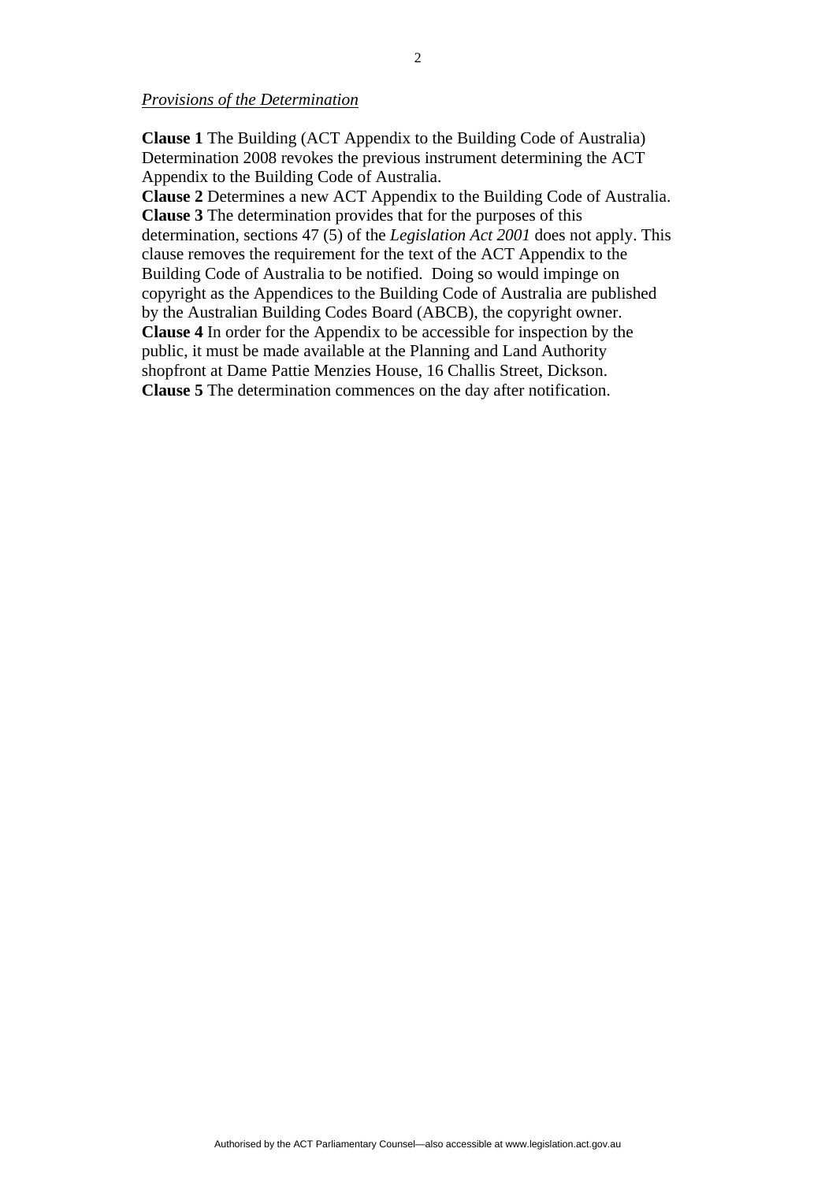*Provisions of the Determination*

**Clause 1** The Building (ACT Appendix to the Building Code of Australia) Determination 2008 revokes the previous instrument determining the ACT Appendix to the Building Code of Australia.
**Clause 2** Determines a new ACT Appendix to the Building Code of Australia.
**Clause 3** The determination provides that for the purposes of this determination, sections 47 (5) of the *Legislation Act 2001* does not apply. This clause removes the requirement for the text of the ACT Appendix to the Building Code of Australia to be notified. Doing so would impinge on copyright as the Appendices to the Building Code of Australia are published by the Australian Building Codes Board (ABCB), the copyright owner.
**Clause 4** In order for the Appendix to be accessible for inspection by the public, it must be made available at the Planning and Land Authority shopfront at Dame Pattie Menzies House, 16 Challis Street, Dickson.
**Clause 5** The determination commences on the day after notification.